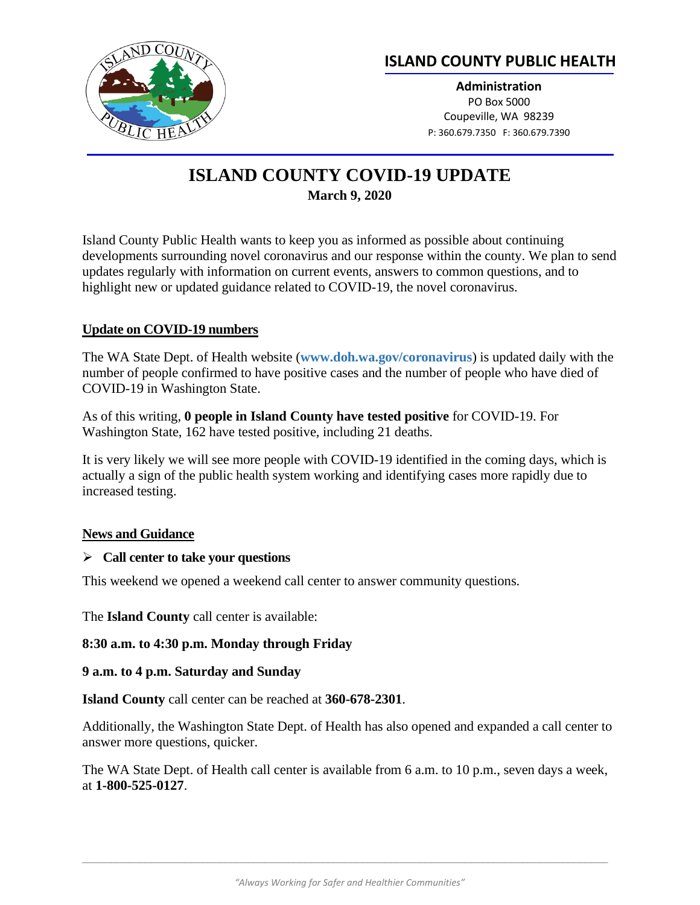**ISLAND COUNTY PUBLIC HEALTH**

**Administration**
PO Box 5000
Coupeville, WA 98239
P: 360.679.7350 F: 360.679.7390

# ISLAND COUNTY COVID-19 UPDATE

**March 9, 2020**

Island County Public Health wants to keep you as informed as possible about continuing developments surrounding novel coronavirus and our response within the county. We plan to send updates regularly with information on current events, answers to common questions, and to highlight new or updated guidance related to COVID-19, the novel coronavirus.

## Update on COVID-19 numbers

The WA State Dept. of Health website (**www.doh.wa.gov/coronavirus**) is updated daily with the number of people confirmed to have positive cases and the number of people who have died of COVID-19 in Washington State.

As of this writing, **0 people in Island County have tested positive** for COVID-19. For Washington State, 162 have tested positive, including 21 deaths.

It is very likely we will see more people with COVID-19 identified in the coming days, which is actually a sign of the public health system working and identifying cases more rapidly due to increased testing.

## News and Guidance

- **Call center to take your questions**

This weekend we opened a weekend call center to answer community questions.

The **Island County** call center is available:

**8:30 a.m. to 4:30 p.m. Monday through Friday**

**9 a.m. to 4 p.m. Saturday and Sunday**

**Island County** call center can be reached at **360-678-2301**.

Additionally, the Washington State Dept. of Health has also opened and expanded a call center to answer more questions, quicker.

The WA State Dept. of Health call center is available from 6 a.m. to 10 p.m., seven days a week, at **1-800-525-0127**.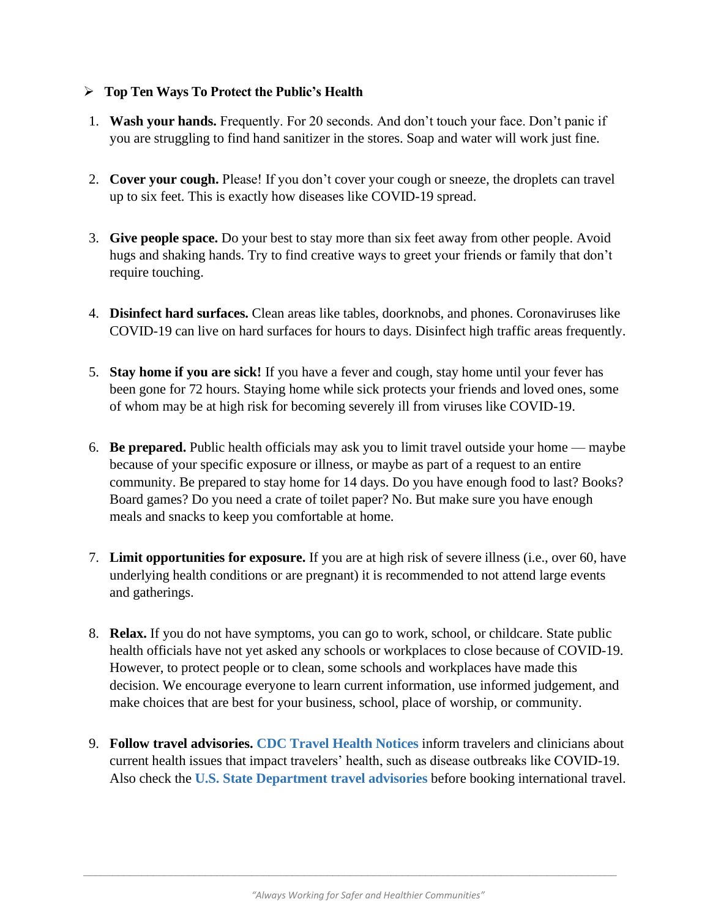- **Top Ten Ways To Protect the Public's Health**

1. **Wash your hands.** Frequently. For 20 seconds. And don't touch your face. Don't panic if you are struggling to find hand sanitizer in the stores. Soap and water will work just fine.

2. **Cover your cough.** Please! If you don't cover your cough or sneeze, the droplets can travel up to six feet. This is exactly how diseases like COVID-19 spread.

3. **Give people space.** Do your best to stay more than six feet away from other people. Avoid hugs and shaking hands. Try to find creative ways to greet your friends or family that don't require touching.

4. **Disinfect hard surfaces.** Clean areas like tables, doorknobs, and phones. Coronaviruses like COVID-19 can live on hard surfaces for hours to days. Disinfect high traffic areas frequently.

5. **Stay home if you are sick!** If you have a fever and cough, stay home until your fever has been gone for 72 hours. Staying home while sick protects your friends and loved ones, some of whom may be at high risk for becoming severely ill from viruses like COVID-19.

6. **Be prepared.** Public health officials may ask you to limit travel outside your home — maybe because of your specific exposure or illness, or maybe as part of a request to an entire community. Be prepared to stay home for 14 days. Do you have enough food to last? Books? Board games? Do you need a crate of toilet paper? No. But make sure you have enough meals and snacks to keep you comfortable at home.

7. **Limit opportunities for exposure.** If you are at high risk of severe illness (i.e., over 60, have underlying health conditions or are pregnant) it is recommended to not attend large events and gatherings.

8. **Relax.** If you do not have symptoms, you can go to work, school, or childcare. State public health officials have not yet asked any schools or workplaces to close because of COVID-19. However, to protect people or to clean, some schools and workplaces have made this decision. We encourage everyone to learn current information, use informed judgement, and make choices that are best for your business, school, place of worship, or community.

9. **Follow travel advisories.** **CDC Travel Health Notices** inform travelers and clinicians about current health issues that impact travelers' health, such as disease outbreaks like COVID-19. Also check the **U.S. State Department travel advisories** before booking international travel.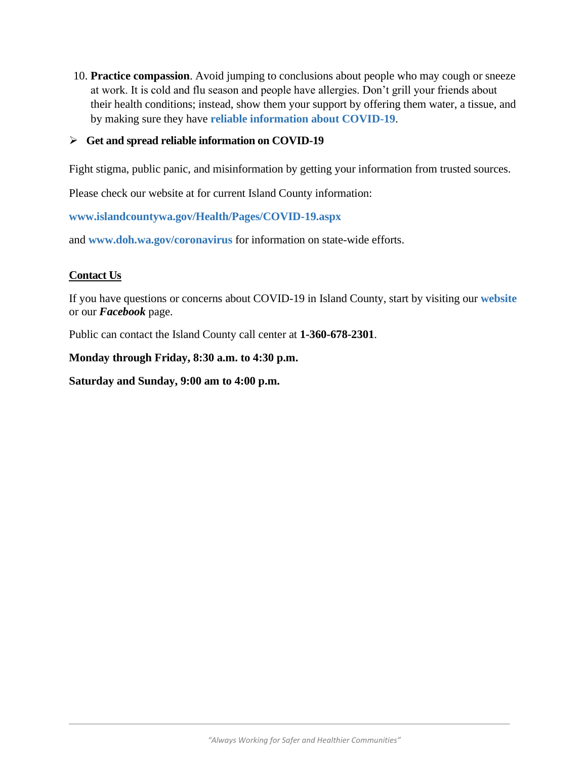10. **Practice compassion**. Avoid jumping to conclusions about people who may cough or sneeze at work. It is cold and flu season and people have allergies. Don't grill your friends about their health conditions; instead, show them your support by offering them water, a tissue, and by making sure they have **reliable information about COVID-19**.

- **Get and spread reliable information on COVID-19**

Fight stigma, public panic, and misinformation by getting your information from trusted sources.

Please check our website at for current Island County information:

**www.islandcountywa.gov/Health/Pages/COVID-19.aspx**

and **www.doh.wa.gov/coronavirus** for information on state-wide efforts.

## Contact Us

If you have questions or concerns about COVID-19 in Island County, start by visiting our **website** or our ***Facebook*** page.

Public can contact the Island County call center at **1-360-678-2301**.

**Monday through Friday, 8:30 a.m. to 4:30 p.m.**

**Saturday and Sunday, 9:00 am to 4:00 p.m.**